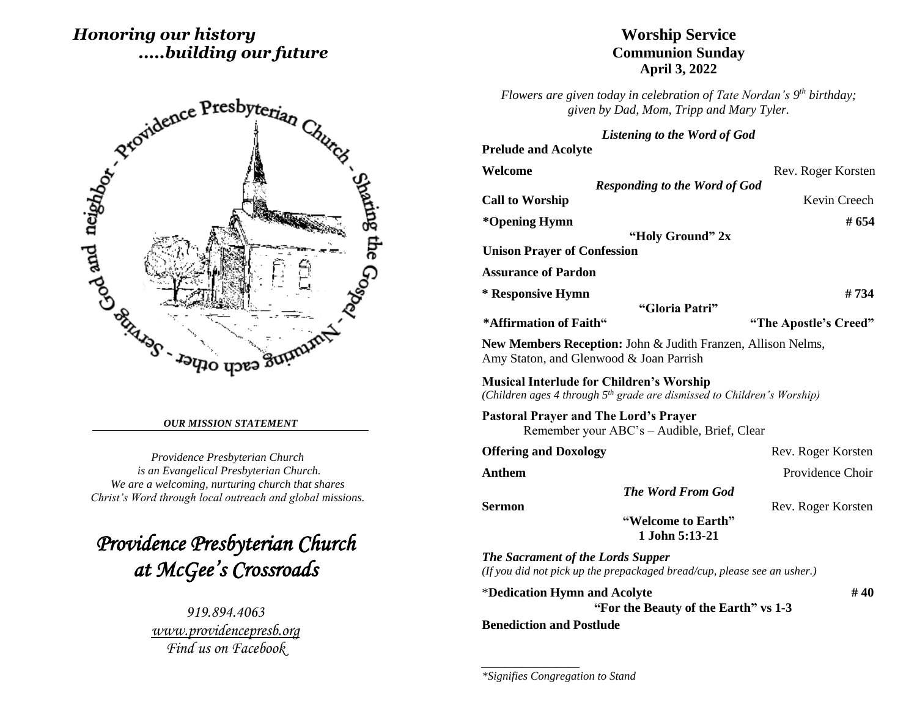*Honoring our history*
*.....building our future*

Providence Presbyterian Church - Sharing the Gospel - Nurturing each other - Serving God and neighbor

***OUR MISSION STATEMENT***

*Providence Presbyterian Church*
*is an Evangelical Presbyterian Church.*
*We are a welcoming, nurturing church that shares*
*Christ's Word through local outreach and global missions.*

# *Providence Presbyterian Church at McGee's Crossroads*

*919.894.4063*
*www.providencepresb.org*
*Find us on Facebook*

## Worship Service
### Communion Sunday
### April 3, 2022

*Flowers are given today in celebration of Tate Nordan's 9th birthday; given by Dad, Mom, Tripp and Mary Tyler.*

***Listening to the Word of God***

**Prelude and Acolyte**

**Welcome** — Rev. Roger Korsten

***Responding to the Word of God***

**Call to Worship** — Kevin Creech

**\*Opening Hymn** — **# 654**
**"Holy Ground" 2x**

**Unison Prayer of Confession**

**Assurance of Pardon**

**\* Responsive Hymn** — **# 734**
**"Gloria Patri"**

**\*Affirmation of Faith"** — **"The Apostle's Creed"**

**New Members Reception:** John & Judith Franzen, Allison Nelms, Amy Staton, and Glenwood & Joan Parrish

**Musical Interlude for Children's Worship**
*(Children ages 4 through 5th grade are dismissed to Children's Worship)*

**Pastoral Prayer and The Lord's Prayer**
Remember your ABC's – Audible, Brief, Clear

**Offering and Doxology** — Rev. Roger Korsten

**Anthem** — Providence Choir

***The Word From God***

**Sermon** — Rev. Roger Korsten
**"Welcome to Earth"**
**1 John 5:13-21**

***The Sacrament of the Lords Supper***
*(If you did not pick up the prepackaged bread/cup, please see an usher.)*

\***Dedication Hymn and Acolyte** — **# 40**
**"For the Beauty of the Earth" vs 1-3**

**Benediction and Postlude**

---

*\*Signifies Congregation to Stand*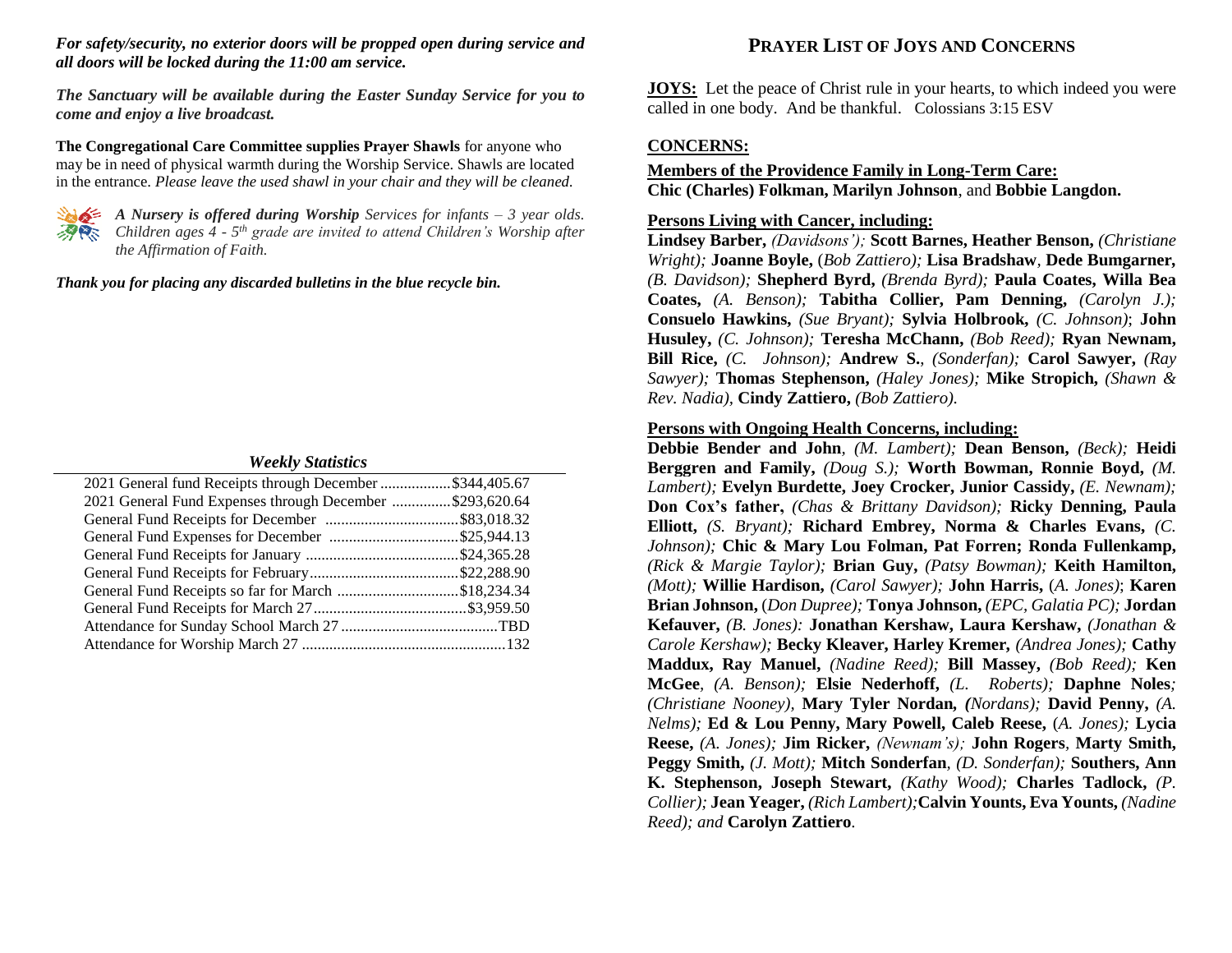***For safety/security, no exterior doors will be propped open during service and all doors will be locked during the 11:00 am service.***

***The Sanctuary will be available during the Easter Sunday Service for you to come and enjoy a live broadcast.***

**The Congregational Care Committee supplies Prayer Shawls** for anyone who may be in need of physical warmth during the Worship Service. Shawls are located in the entrance. *Please leave the used shawl in your chair and they will be cleaned.*

***A Nursery is offered during Worship*** *Services for infants – 3 year olds. Children ages 4 - 5th grade are invited to attend Children's Worship after the Affirmation of Faith.*

***Thank you for placing any discarded bulletins in the blue recycle bin.***

### *Weekly Statistics*

| | |
|---|---|
| 2021 General fund Receipts through December | $344,405.67 |
| 2021 General Fund Expenses through December | $293,620.64 |
| General Fund Receipts for December | $83,018.32 |
| General Fund Expenses for December | $25,944.13 |
| General Fund Receipts for January | $24,365.28 |
| General Fund Receipts for February | $22,288.90 |
| General Fund Receipts so far for March | $18,234.34 |
| General Fund Receipts for March 27 | $3,959.50 |
| Attendance for Sunday School March 27 | TBD |
| Attendance for Worship March 27 | 132 |

## PRAYER LIST OF JOYS AND CONCERNS

**JOYS:** Let the peace of Christ rule in your hearts, to which indeed you were called in one body. And be thankful. Colossians 3:15 ESV

**CONCERNS:**

**Members of the Providence Family in Long-Term Care:**
**Chic (Charles) Folkman, Marilyn Johnson**, and **Bobbie Langdon.**

**Persons Living with Cancer, including:**
**Lindsey Barber,** *(Davidsons');* **Scott Barnes, Heather Benson,** *(Christiane Wright);* **Joanne Boyle,** (*Bob Zattiero);* **Lisa Bradshaw**, **Dede Bumgarner,** *(B. Davidson);* **Shepherd Byrd,** *(Brenda Byrd);* **Paula Coates, Willa Bea Coates,** *(A. Benson);* **Tabitha Collier, Pam Denning,** *(Carolyn J.);* **Consuelo Hawkins,** *(Sue Bryant);* **Sylvia Holbrook,** *(C. Johnson)*; **John Husuley,** *(C. Johnson);* **Teresha McChann,** *(Bob Reed);* **Ryan Newnam, Bill Rice,** *(C. Johnson);* **Andrew S.**, *(Sonderfan);* **Carol Sawyer,** *(Ray Sawyer);* **Thomas Stephenson,** *(Haley Jones);* **Mike Stropich,** *(Shawn & Rev. Nadia),* **Cindy Zattiero,** *(Bob Zattiero).*

**Persons with Ongoing Health Concerns, including:**
**Debbie Bender and John**, *(M. Lambert);* **Dean Benson,** *(Beck);* **Heidi Berggren and Family,** *(Doug S.);* **Worth Bowman, Ronnie Boyd,** *(M. Lambert);* **Evelyn Burdette, Joey Crocker, Junior Cassidy,** *(E. Newnam);* **Don Cox's father,** *(Chas & Brittany Davidson);* **Ricky Denning, Paula Elliott,** *(S. Bryant);* **Richard Embrey, Norma & Charles Evans,** *(C. Johnson);* **Chic & Mary Lou Folman, Pat Forren; Ronda Fullenkamp,** *(Rick & Margie Taylor);* **Brian Guy,** *(Patsy Bowman);* **Keith Hamilton,** *(Mott);* **Willie Hardison,** *(Carol Sawyer);* **John Harris,** (*A. Jones)*; **Karen Brian Johnson,** (*Don Dupree);* **Tonya Johnson,** *(EPC, Galatia PC);* **Jordan Kefauver,** *(B. Jones):* **Jonathan Kershaw, Laura Kershaw,** *(Jonathan & Carole Kershaw);* **Becky Kleaver, Harley Kremer,** *(Andrea Jones);* **Cathy Maddux, Ray Manuel,** *(Nadine Reed);* **Bill Massey,** *(Bob Reed);* **Ken McGee**, *(A. Benson);* **Elsie Nederhoff,** *(L. Roberts);* **Daphne Noles***; (Christiane Nooney),* **Mary Tyler Nordan,** *(Nordans);* **David Penny,** *(A. Nelms);* **Ed & Lou Penny, Mary Powell, Caleb Reese,** (*A. Jones);* **Lycia Reese,** *(A. Jones);* **Jim Ricker,** *(Newnam's);* **John Rogers**, **Marty Smith, Peggy Smith,** *(J. Mott);* **Mitch Sonderfan**, *(D. Sonderfan);* **Southers, Ann K. Stephenson, Joseph Stewart,** *(Kathy Wood);* **Charles Tadlock,** *(P. Collier);* **Jean Yeager,** *(Rich Lambert);***Calvin Younts, Eva Younts,** *(Nadine Reed); and* **Carolyn Zattiero**.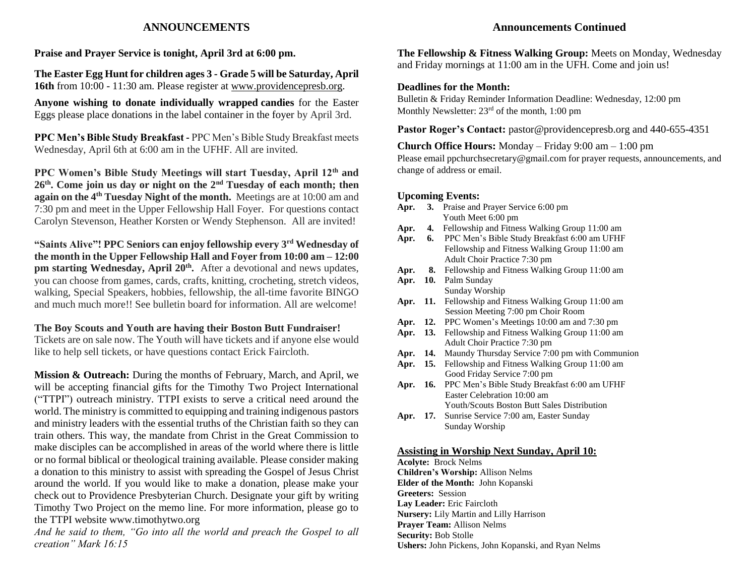## ANNOUNCEMENTS

**Praise and Prayer Service is tonight, April 3rd at 6:00 pm.**

**The Easter Egg Hunt for children ages 3 - Grade 5 will be Saturday, April 16th** from 10:00 - 11:30 am. Please register at www.providencepresb.org.

**Anyone wishing to donate individually wrapped candies** for the Easter Eggs please place donations in the label container in the foyer by April 3rd.

**PPC Men's Bible Study Breakfast -** PPC Men's Bible Study Breakfast meets Wednesday, April 6th at 6:00 am in the UFHF. All are invited.

**PPC Women's Bible Study Meetings will start Tuesday, April 12th and 26th. Come join us day or night on the 2nd Tuesday of each month; then again on the 4th Tuesday Night of the month.** Meetings are at 10:00 am and 7:30 pm and meet in the Upper Fellowship Hall Foyer. For questions contact Carolyn Stevenson, Heather Korsten or Wendy Stephenson. All are invited!

**"Saints Alive"! PPC Seniors can enjoy fellowship every 3rd Wednesday of the month in the Upper Fellowship Hall and Foyer from 10:00 am – 12:00 pm starting Wednesday, April 20th.** After a devotional and news updates, you can choose from games, cards, crafts, knitting, crocheting, stretch videos, walking, Special Speakers, hobbies, fellowship, the all-time favorite BINGO and much much more!! See bulletin board for information. All are welcome!

**The Boy Scouts and Youth are having their Boston Butt Fundraiser!**
Tickets are on sale now. The Youth will have tickets and if anyone else would like to help sell tickets, or have questions contact Erick Faircloth.

**Mission & Outreach:** During the months of February, March, and April, we will be accepting financial gifts for the Timothy Two Project International ("TTPI") outreach ministry. TTPI exists to serve a critical need around the world. The ministry is committed to equipping and training indigenous pastors and ministry leaders with the essential truths of the Christian faith so they can train others. This way, the mandate from Christ in the Great Commission to make disciples can be accomplished in areas of the world where there is little or no formal biblical or theological training available. Please consider making a donation to this ministry to assist with spreading the Gospel of Jesus Christ around the world. If you would like to make a donation, please make your check out to Providence Presbyterian Church. Designate your gift by writing Timothy Two Project on the memo line. For more information, please go to the TTPI website www.timothytwo.org

*And he said to them, "Go into all the world and preach the Gospel to all creation" Mark 16:15*

## Announcements Continued

**The Fellowship & Fitness Walking Group:** Meets on Monday, Wednesday and Friday mornings at 11:00 am in the UFH. Come and join us!

**Deadlines for the Month:**
Bulletin & Friday Reminder Information Deadline: Wednesday, 12:00 pm
Monthly Newsletter: 23rd of the month, 1:00 pm

**Pastor Roger's Contact:** pastor@providencepresb.org and 440-655-4351

**Church Office Hours:** Monday – Friday 9:00 am – 1:00 pm
Please email ppchurchsecretary@gmail.com for prayer requests, announcements, and change of address or email.

**Upcoming Events:**

**Apr. 3.** Praise and Prayer Service 6:00 pm
Youth Meet 6:00 pm
**Apr. 4.** Fellowship and Fitness Walking Group 11:00 am
**Apr. 6.** PPC Men's Bible Study Breakfast 6:00 am UFHF
Fellowship and Fitness Walking Group 11:00 am
Adult Choir Practice 7:30 pm
**Apr. 8.** Fellowship and Fitness Walking Group 11:00 am
**Apr. 10.** Palm Sunday
Sunday Worship
**Apr. 11.** Fellowship and Fitness Walking Group 11:00 am
Session Meeting 7:00 pm Choir Room
**Apr. 12.** PPC Women's Meetings 10:00 am and 7:30 pm
**Apr. 13.** Fellowship and Fitness Walking Group 11:00 am
Adult Choir Practice 7:30 pm
**Apr. 14.** Maundy Thursday Service 7:00 pm with Communion
**Apr. 15.** Fellowship and Fitness Walking Group 11:00 am
Good Friday Service 7:00 pm
**Apr. 16.** PPC Men's Bible Study Breakfast 6:00 am UFHF
Easter Celebration 10:00 am
Youth/Scouts Boston Butt Sales Distribution
**Apr. 17.** Sunrise Service 7:00 am, Easter Sunday
Sunday Worship

**Assisting in Worship Next Sunday, April 10:**

**Acolyte:** Brock Nelms
**Children's Worship:** Allison Nelms
**Elder of the Month:** John Kopanski
**Greeters:** Session
**Lay Leader:** Eric Faircloth
**Nursery:** Lily Martin and Lilly Harrison
**Prayer Team:** Allison Nelms
**Security:** Bob Stolle
**Ushers:** John Pickens, John Kopanski, and Ryan Nelms